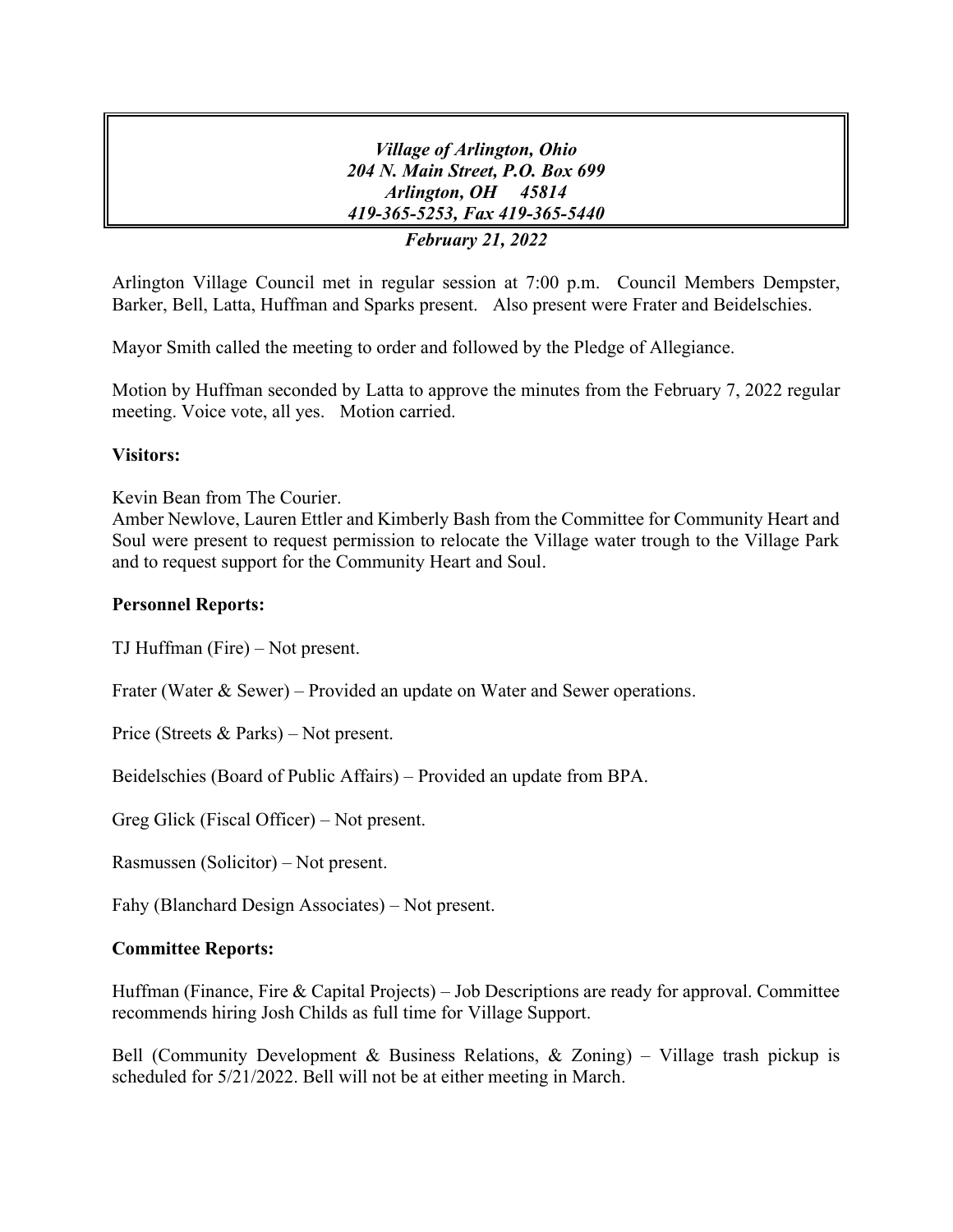***Village of Arlington, Ohio***
***204 N. Main Street, P.O. Box 699***
***Arlington, OH 45814***
***419-365-5253, Fax 419-365-5440***

***February 21, 2022***

Arlington Village Council met in regular session at 7:00 p.m. Council Members Dempster, Barker, Bell, Latta, Huffman and Sparks present. Also present were Frater and Beidelschies.

Mayor Smith called the meeting to order and followed by the Pledge of Allegiance.

Motion by Huffman seconded by Latta to approve the minutes from the February 7, 2022 regular meeting. Voice vote, all yes. Motion carried.

**Visitors:**

Kevin Bean from The Courier.
Amber Newlove, Lauren Ettler and Kimberly Bash from the Committee for Community Heart and Soul were present to request permission to relocate the Village water trough to the Village Park and to request support for the Community Heart and Soul.

**Personnel Reports:**

TJ Huffman (Fire) – Not present.

Frater (Water & Sewer) – Provided an update on Water and Sewer operations.

Price (Streets & Parks) – Not present.

Beidelschies (Board of Public Affairs) – Provided an update from BPA.

Greg Glick (Fiscal Officer) – Not present.

Rasmussen (Solicitor) – Not present.

Fahy (Blanchard Design Associates) – Not present.

**Committee Reports:**

Huffman (Finance, Fire & Capital Projects) – Job Descriptions are ready for approval. Committee recommends hiring Josh Childs as full time for Village Support.

Bell (Community Development & Business Relations, & Zoning) – Village trash pickup is scheduled for 5/21/2022. Bell will not be at either meeting in March.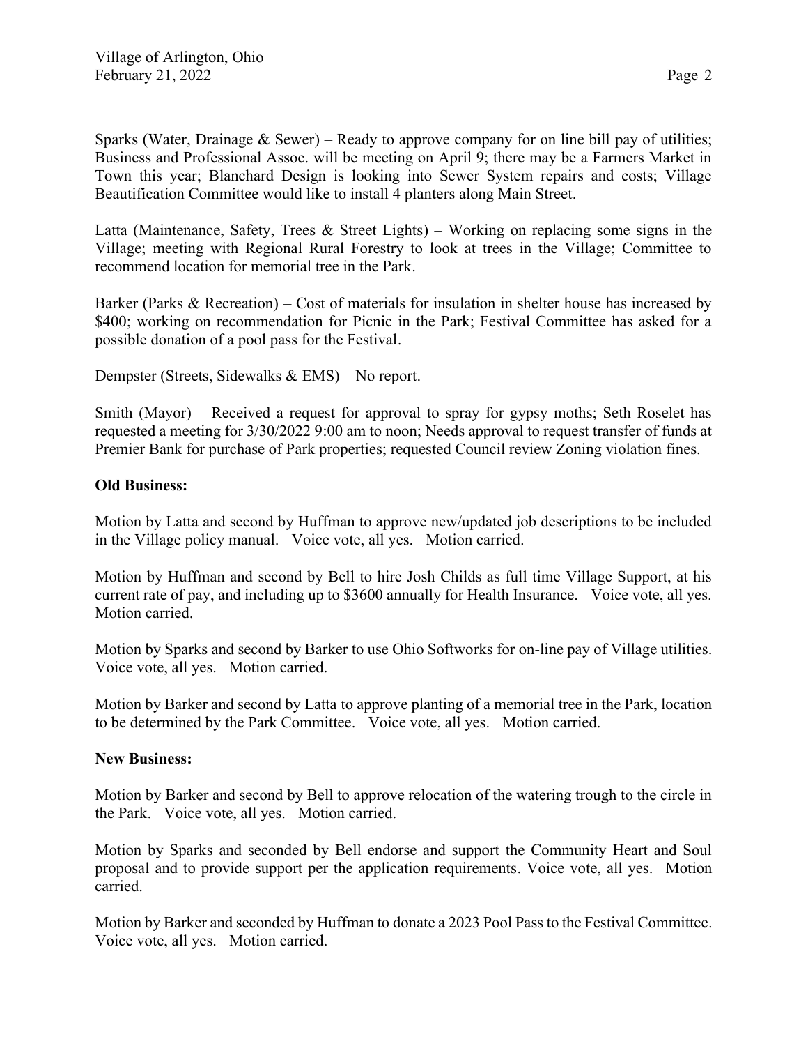Sparks (Water, Drainage & Sewer) – Ready to approve company for on line bill pay of utilities; Business and Professional Assoc. will be meeting on April 9; there may be a Farmers Market in Town this year; Blanchard Design is looking into Sewer System repairs and costs; Village Beautification Committee would like to install 4 planters along Main Street.

Latta (Maintenance, Safety, Trees & Street Lights) – Working on replacing some signs in the Village; meeting with Regional Rural Forestry to look at trees in the Village; Committee to recommend location for memorial tree in the Park.

Barker (Parks & Recreation) – Cost of materials for insulation in shelter house has increased by $400; working on recommendation for Picnic in the Park; Festival Committee has asked for a possible donation of a pool pass for the Festival.

Dempster (Streets, Sidewalks & EMS) – No report.

Smith (Mayor) – Received a request for approval to spray for gypsy moths; Seth Roselet has requested a meeting for 3/30/2022 9:00 am to noon; Needs approval to request transfer of funds at Premier Bank for purchase of Park properties; requested Council review Zoning violation fines.

**Old Business:**

Motion by Latta and second by Huffman to approve new/updated job descriptions to be included in the Village policy manual. Voice vote, all yes. Motion carried.

Motion by Huffman and second by Bell to hire Josh Childs as full time Village Support, at his current rate of pay, and including up to $3600 annually for Health Insurance. Voice vote, all yes. Motion carried.

Motion by Sparks and second by Barker to use Ohio Softworks for on-line pay of Village utilities. Voice vote, all yes. Motion carried.

Motion by Barker and second by Latta to approve planting of a memorial tree in the Park, location to be determined by the Park Committee. Voice vote, all yes. Motion carried.

**New Business:**

Motion by Barker and second by Bell to approve relocation of the watering trough to the circle in the Park. Voice vote, all yes. Motion carried.

Motion by Sparks and seconded by Bell endorse and support the Community Heart and Soul proposal and to provide support per the application requirements. Voice vote, all yes. Motion carried.

Motion by Barker and seconded by Huffman to donate a 2023 Pool Pass to the Festival Committee. Voice vote, all yes. Motion carried.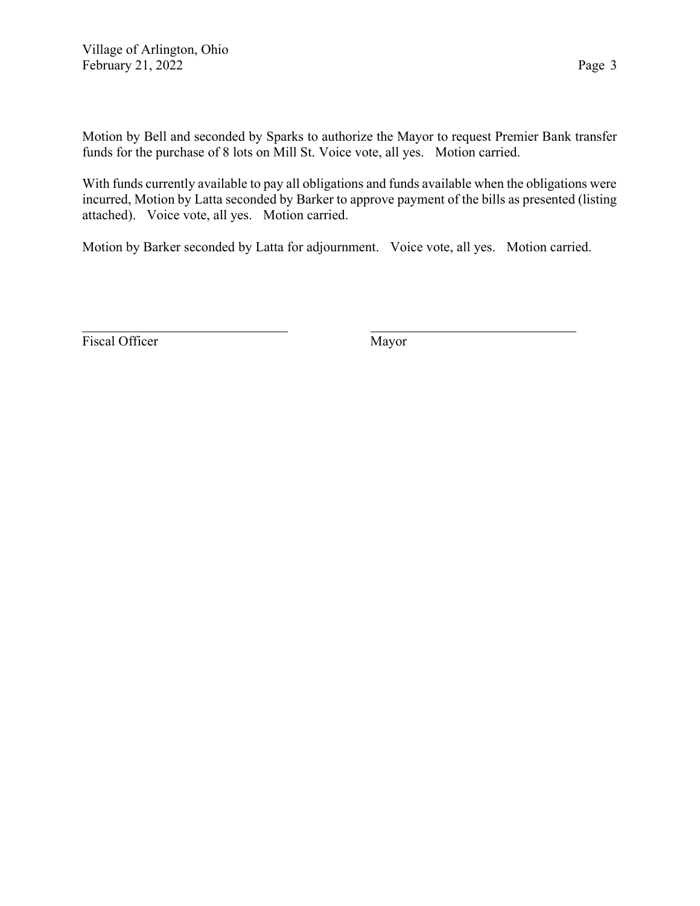Motion by Bell and seconded by Sparks to authorize the Mayor to request Premier Bank transfer funds for the purchase of 8 lots on Mill St. Voice vote, all yes. Motion carried.

With funds currently available to pay all obligations and funds available when the obligations were incurred, Motion by Latta seconded by Barker to approve payment of the bills as presented (listing attached). Voice vote, all yes. Motion carried.

Motion by Barker seconded by Latta for adjournment. Voice vote, all yes. Motion carried.

\_\_\_\_\_\_\_\_\_\_\_\_\_\_\_\_\_\_\_\_\_\_\_\_\_\_\_\_\_\_
Fiscal Officer

\_\_\_\_\_\_\_\_\_\_\_\_\_\_\_\_\_\_\_\_\_\_\_\_\_\_\_\_\_\_
Mayor